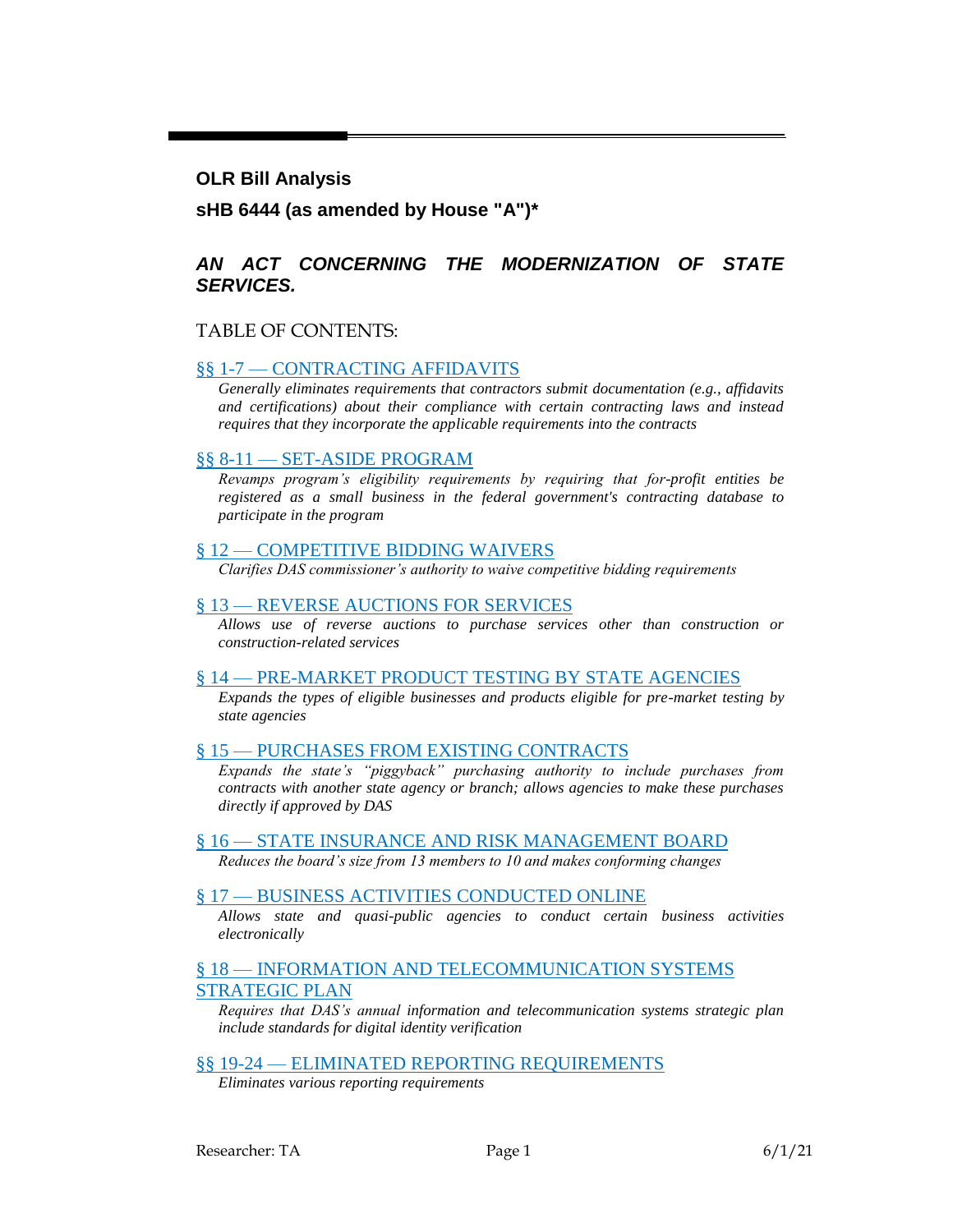**OLR Bill Analysis**

**sHB 6444 (as amended by House "A")***

## *AN ACT CONCERNING THE MODERNIZATION OF STATE SERVICES.*

TABLE OF CONTENTS:

§§ 1-7 — CONTRACTING AFFIDAVITS

*Generally eliminates requirements that contractors submit documentation (e.g., affidavits and certifications) about their compliance with certain contracting laws and instead requires that they incorporate the applicable requirements into the contracts*

§§ 8-11 — SET-ASIDE PROGRAM

*Revamps program's eligibility requirements by requiring that for-profit entities be registered as a small business in the federal government's contracting database to participate in the program*

§ 12 — COMPETITIVE BIDDING WAIVERS

*Clarifies DAS commissioner's authority to waive competitive bidding requirements*

§ 13 — REVERSE AUCTIONS FOR SERVICES

*Allows use of reverse auctions to purchase services other than construction or construction-related services*

§ 14 — PRE-MARKET PRODUCT TESTING BY STATE AGENCIES

*Expands the types of eligible businesses and products eligible for pre-market testing by state agencies*

§ 15 — PURCHASES FROM EXISTING CONTRACTS

*Expands the state's "piggyback" purchasing authority to include purchases from contracts with another state agency or branch; allows agencies to make these purchases directly if approved by DAS*

§ 16 — STATE INSURANCE AND RISK MANAGEMENT BOARD

*Reduces the board's size from 13 members to 10 and makes conforming changes*

§ 17 — BUSINESS ACTIVITIES CONDUCTED ONLINE

*Allows state and quasi-public agencies to conduct certain business activities electronically*

§ 18 — INFORMATION AND TELECOMMUNICATION SYSTEMS STRATEGIC PLAN

*Requires that DAS's annual information and telecommunication systems strategic plan include standards for digital identity verification*

§§ 19-24 — ELIMINATED REPORTING REQUIREMENTS

*Eliminates various reporting requirements*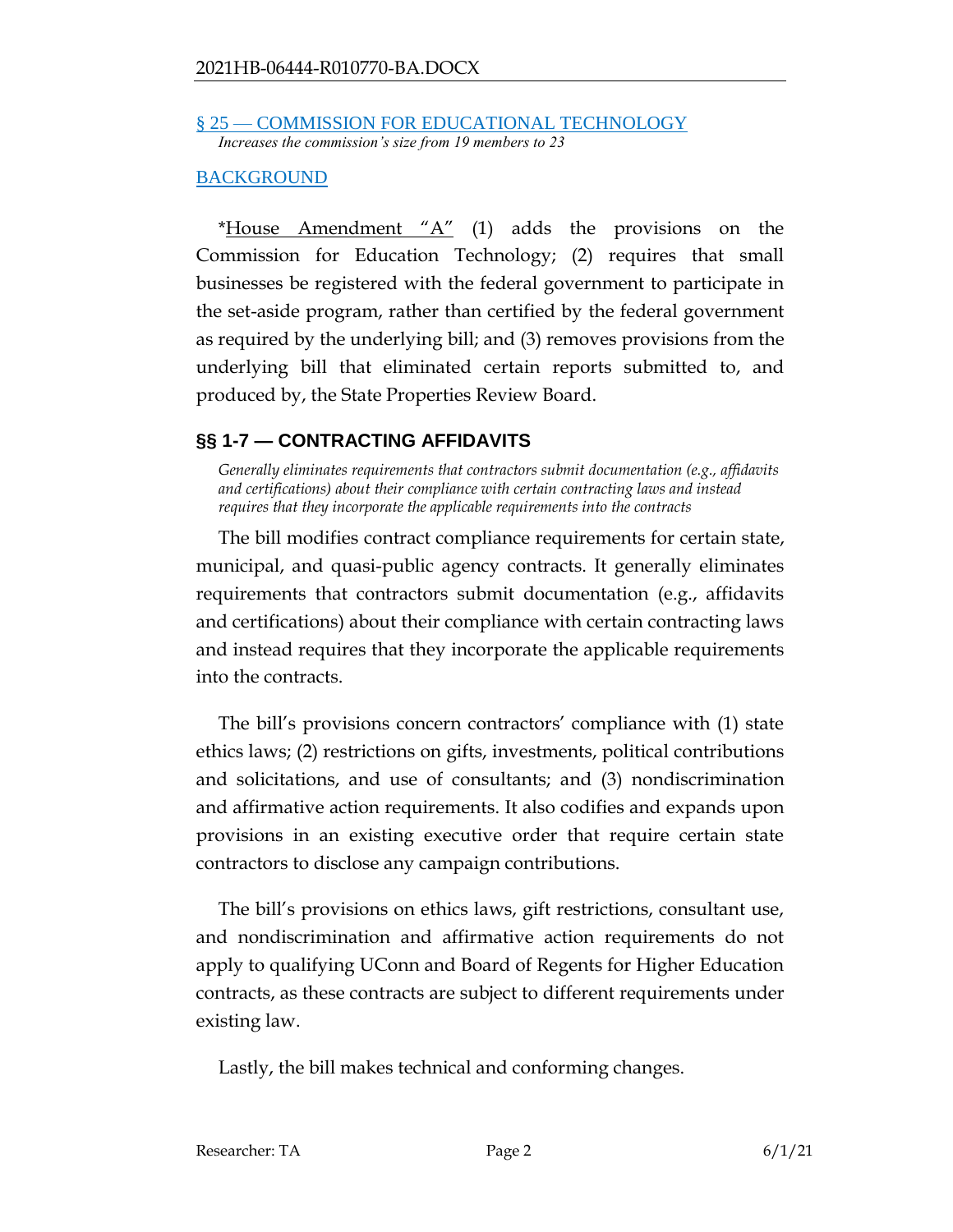[§ 25 — COMMISSION FOR EDUCATIONAL TECHNOLOGY](#)

*Increases the commission's size from 19 members to 23*

[BACKGROUND](#)

*House Amendment "A" (1) adds the provisions on the Commission for Education Technology; (2) requires that small businesses be registered with the federal government to participate in the set-aside program, rather than certified by the federal government as required by the underlying bill; and (3) removes provisions from the underlying bill that eliminated certain reports submitted to, and produced by, the State Properties Review Board.

## §§ 1-7 — CONTRACTING AFFIDAVITS

*Generally eliminates requirements that contractors submit documentation (e.g., affidavits and certifications) about their compliance with certain contracting laws and instead requires that they incorporate the applicable requirements into the contracts*

The bill modifies contract compliance requirements for certain state, municipal, and quasi-public agency contracts. It generally eliminates requirements that contractors submit documentation (e.g., affidavits and certifications) about their compliance with certain contracting laws and instead requires that they incorporate the applicable requirements into the contracts.

The bill's provisions concern contractors' compliance with (1) state ethics laws; (2) restrictions on gifts, investments, political contributions and solicitations, and use of consultants; and (3) nondiscrimination and affirmative action requirements. It also codifies and expands upon provisions in an existing executive order that require certain state contractors to disclose any campaign contributions.

The bill's provisions on ethics laws, gift restrictions, consultant use, and nondiscrimination and affirmative action requirements do not apply to qualifying UConn and Board of Regents for Higher Education contracts, as these contracts are subject to different requirements under existing law.

Lastly, the bill makes technical and conforming changes.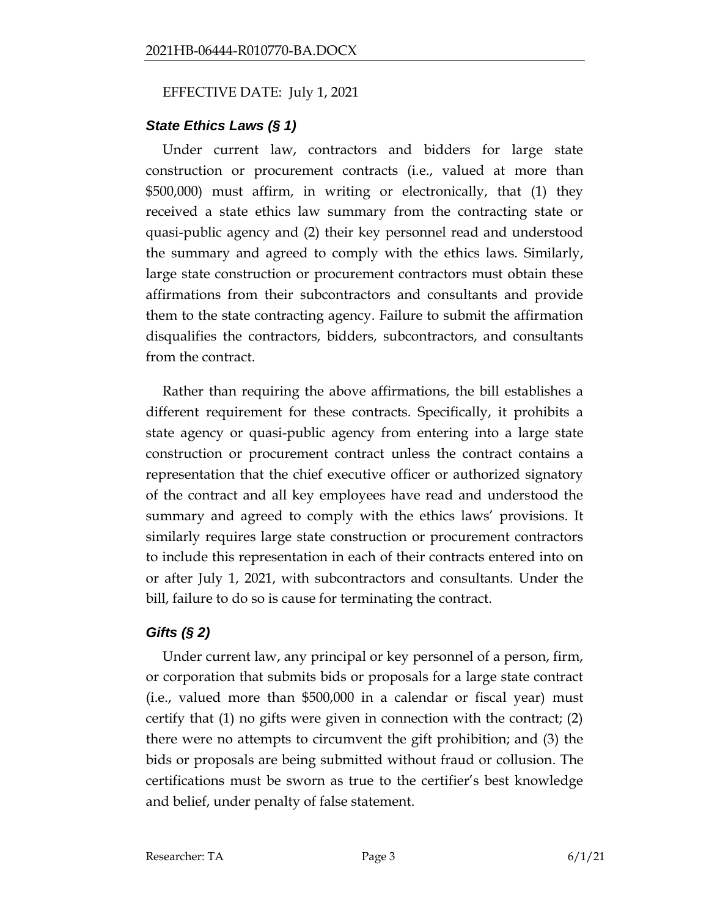EFFECTIVE DATE: July 1, 2021

### *State Ethics Laws (§ 1)*

Under current law, contractors and bidders for large state construction or procurement contracts (i.e., valued at more than $500,000) must affirm, in writing or electronically, that (1) they received a state ethics law summary from the contracting state or quasi-public agency and (2) their key personnel read and understood the summary and agreed to comply with the ethics laws. Similarly, large state construction or procurement contractors must obtain these affirmations from their subcontractors and consultants and provide them to the state contracting agency. Failure to submit the affirmation disqualifies the contractors, bidders, subcontractors, and consultants from the contract.

Rather than requiring the above affirmations, the bill establishes a different requirement for these contracts. Specifically, it prohibits a state agency or quasi-public agency from entering into a large state construction or procurement contract unless the contract contains a representation that the chief executive officer or authorized signatory of the contract and all key employees have read and understood the summary and agreed to comply with the ethics laws' provisions. It similarly requires large state construction or procurement contractors to include this representation in each of their contracts entered into on or after July 1, 2021, with subcontractors and consultants. Under the bill, failure to do so is cause for terminating the contract.

### *Gifts (§ 2)*

Under current law, any principal or key personnel of a person, firm, or corporation that submits bids or proposals for a large state contract (i.e., valued more than $500,000 in a calendar or fiscal year) must certify that (1) no gifts were given in connection with the contract; (2) there were no attempts to circumvent the gift prohibition; and (3) the bids or proposals are being submitted without fraud or collusion. The certifications must be sworn as true to the certifier's best knowledge and belief, under penalty of false statement.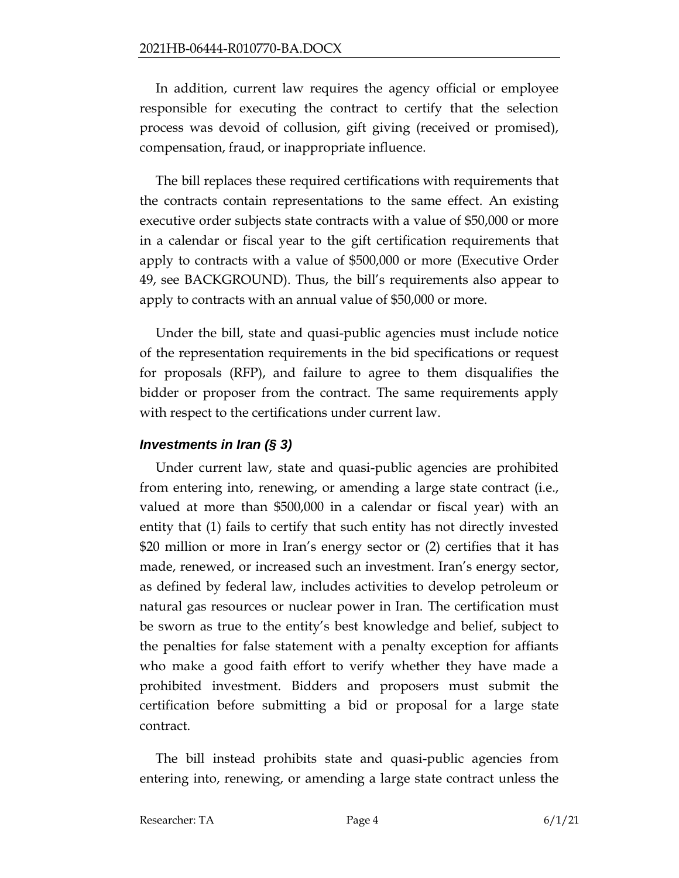In addition, current law requires the agency official or employee responsible for executing the contract to certify that the selection process was devoid of collusion, gift giving (received or promised), compensation, fraud, or inappropriate influence.

The bill replaces these required certifications with requirements that the contracts contain representations to the same effect. An existing executive order subjects state contracts with a value of $50,000 or more in a calendar or fiscal year to the gift certification requirements that apply to contracts with a value of $500,000 or more (Executive Order 49, see BACKGROUND). Thus, the bill's requirements also appear to apply to contracts with an annual value of $50,000 or more.

Under the bill, state and quasi-public agencies must include notice of the representation requirements in the bid specifications or request for proposals (RFP), and failure to agree to them disqualifies the bidder or proposer from the contract. The same requirements apply with respect to the certifications under current law.

### *Investments in Iran (§ 3)*

Under current law, state and quasi-public agencies are prohibited from entering into, renewing, or amending a large state contract (i.e., valued at more than $500,000 in a calendar or fiscal year) with an entity that (1) fails to certify that such entity has not directly invested $20 million or more in Iran's energy sector or (2) certifies that it has made, renewed, or increased such an investment. Iran's energy sector, as defined by federal law, includes activities to develop petroleum or natural gas resources or nuclear power in Iran. The certification must be sworn as true to the entity's best knowledge and belief, subject to the penalties for false statement with a penalty exception for affiants who make a good faith effort to verify whether they have made a prohibited investment. Bidders and proposers must submit the certification before submitting a bid or proposal for a large state contract.

The bill instead prohibits state and quasi-public agencies from entering into, renewing, or amending a large state contract unless the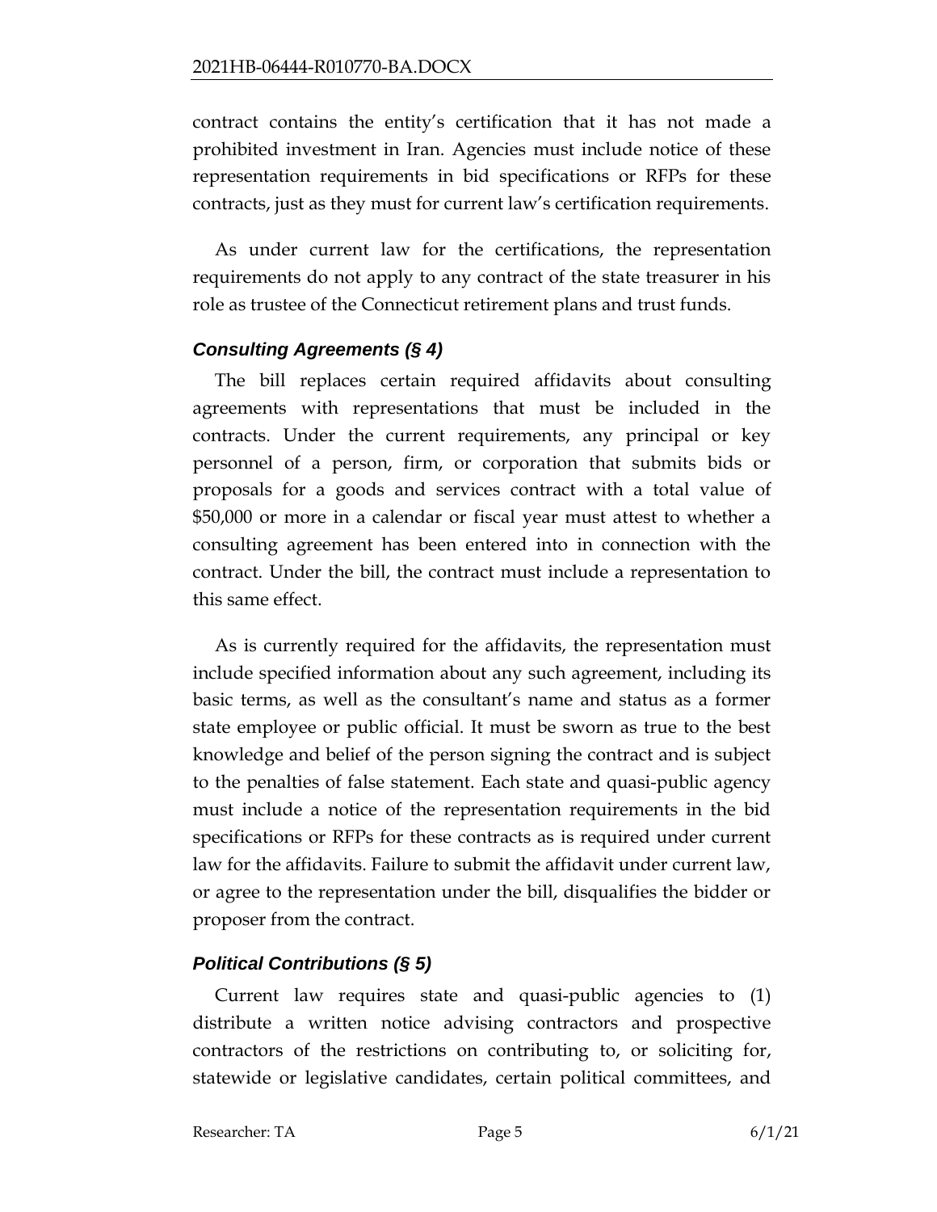contract contains the entity's certification that it has not made a prohibited investment in Iran. Agencies must include notice of these representation requirements in bid specifications or RFPs for these contracts, just as they must for current law's certification requirements.

As under current law for the certifications, the representation requirements do not apply to any contract of the state treasurer in his role as trustee of the Connecticut retirement plans and trust funds.

### *Consulting Agreements (§ 4)*

The bill replaces certain required affidavits about consulting agreements with representations that must be included in the contracts. Under the current requirements, any principal or key personnel of a person, firm, or corporation that submits bids or proposals for a goods and services contract with a total value of $50,000 or more in a calendar or fiscal year must attest to whether a consulting agreement has been entered into in connection with the contract. Under the bill, the contract must include a representation to this same effect.

As is currently required for the affidavits, the representation must include specified information about any such agreement, including its basic terms, as well as the consultant's name and status as a former state employee or public official. It must be sworn as true to the best knowledge and belief of the person signing the contract and is subject to the penalties of false statement. Each state and quasi-public agency must include a notice of the representation requirements in the bid specifications or RFPs for these contracts as is required under current law for the affidavits. Failure to submit the affidavit under current law, or agree to the representation under the bill, disqualifies the bidder or proposer from the contract.

### *Political Contributions (§ 5)*

Current law requires state and quasi-public agencies to (1) distribute a written notice advising contractors and prospective contractors of the restrictions on contributing to, or soliciting for, statewide or legislative candidates, certain political committees, and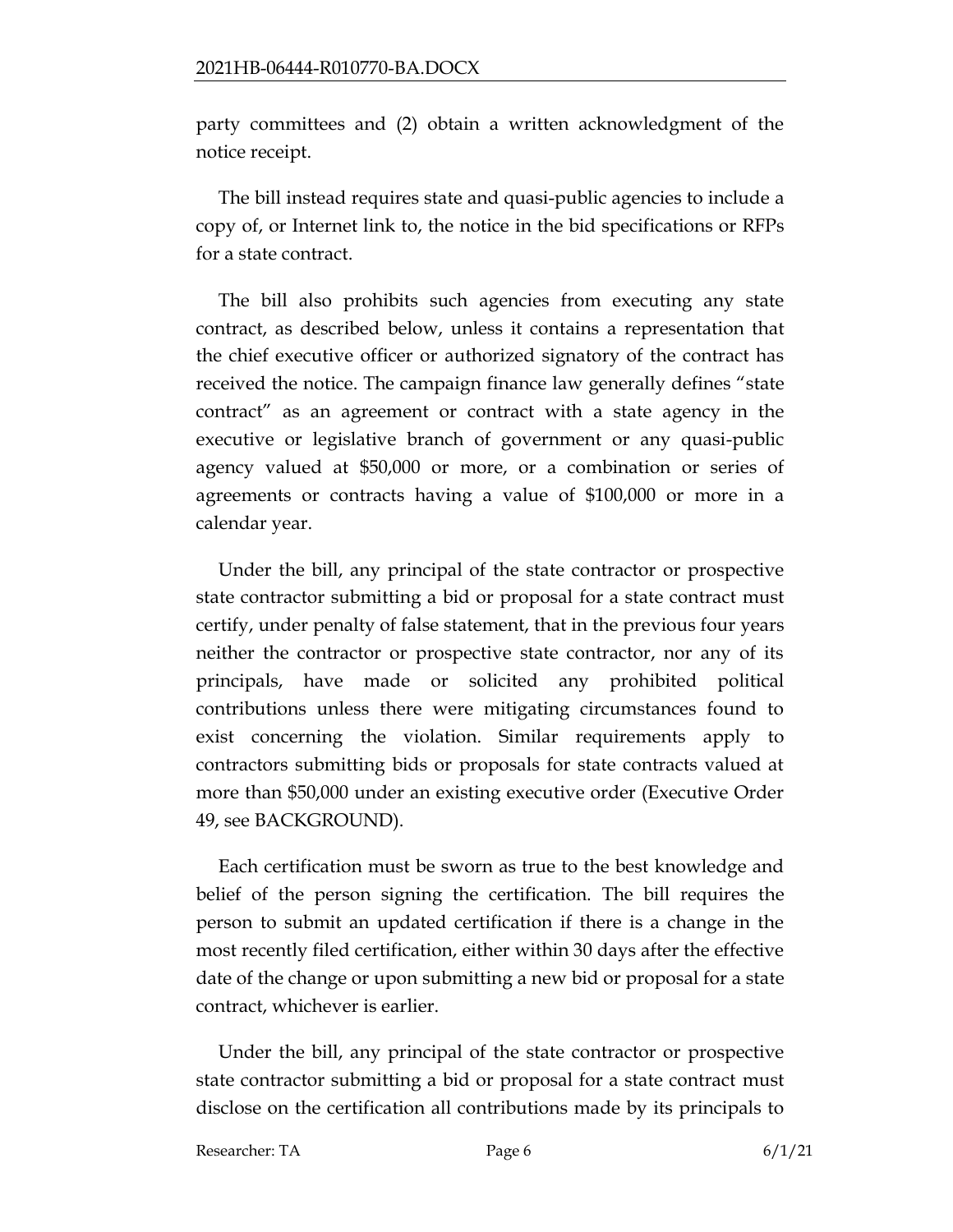party committees and (2) obtain a written acknowledgment of the notice receipt.

The bill instead requires state and quasi-public agencies to include a copy of, or Internet link to, the notice in the bid specifications or RFPs for a state contract.

The bill also prohibits such agencies from executing any state contract, as described below, unless it contains a representation that the chief executive officer or authorized signatory of the contract has received the notice. The campaign finance law generally defines "state contract" as an agreement or contract with a state agency in the executive or legislative branch of government or any quasi-public agency valued at $50,000 or more, or a combination or series of agreements or contracts having a value of $100,000 or more in a calendar year.

Under the bill, any principal of the state contractor or prospective state contractor submitting a bid or proposal for a state contract must certify, under penalty of false statement, that in the previous four years neither the contractor or prospective state contractor, nor any of its principals, have made or solicited any prohibited political contributions unless there were mitigating circumstances found to exist concerning the violation. Similar requirements apply to contractors submitting bids or proposals for state contracts valued at more than $50,000 under an existing executive order (Executive Order 49, see BACKGROUND).

Each certification must be sworn as true to the best knowledge and belief of the person signing the certification. The bill requires the person to submit an updated certification if there is a change in the most recently filed certification, either within 30 days after the effective date of the change or upon submitting a new bid or proposal for a state contract, whichever is earlier.

Under the bill, any principal of the state contractor or prospective state contractor submitting a bid or proposal for a state contract must disclose on the certification all contributions made by its principals to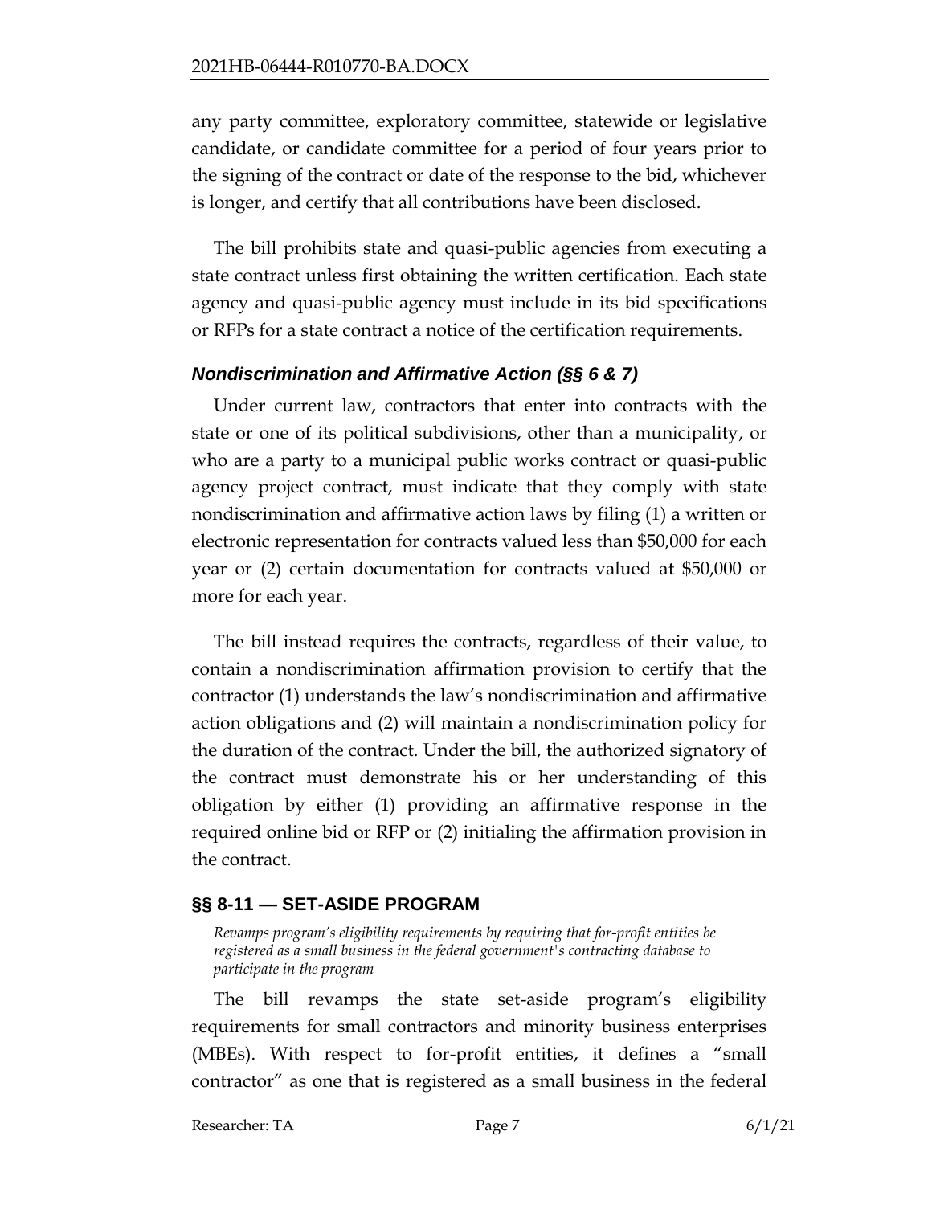any party committee, exploratory committee, statewide or legislative candidate, or candidate committee for a period of four years prior to the signing of the contract or date of the response to the bid, whichever is longer, and certify that all contributions have been disclosed.

The bill prohibits state and quasi-public agencies from executing a state contract unless first obtaining the written certification. Each state agency and quasi-public agency must include in its bid specifications or RFPs for a state contract a notice of the certification requirements.

### *Nondiscrimination and Affirmative Action (§§ 6 & 7)*

Under current law, contractors that enter into contracts with the state or one of its political subdivisions, other than a municipality, or who are a party to a municipal public works contract or quasi-public agency project contract, must indicate that they comply with state nondiscrimination and affirmative action laws by filing (1) a written or electronic representation for contracts valued less than $50,000 for each year or (2) certain documentation for contracts valued at $50,000 or more for each year.

The bill instead requires the contracts, regardless of their value, to contain a nondiscrimination affirmation provision to certify that the contractor (1) understands the law's nondiscrimination and affirmative action obligations and (2) will maintain a nondiscrimination policy for the duration of the contract. Under the bill, the authorized signatory of the contract must demonstrate his or her understanding of this obligation by either (1) providing an affirmative response in the required online bid or RFP or (2) initialing the affirmation provision in the contract.

## §§ 8-11 — SET-ASIDE PROGRAM

*Revamps program's eligibility requirements by requiring that for-profit entities be registered as a small business in the federal government's contracting database to participate in the program*

The bill revamps the state set-aside program's eligibility requirements for small contractors and minority business enterprises (MBEs). With respect to for-profit entities, it defines a "small contractor" as one that is registered as a small business in the federal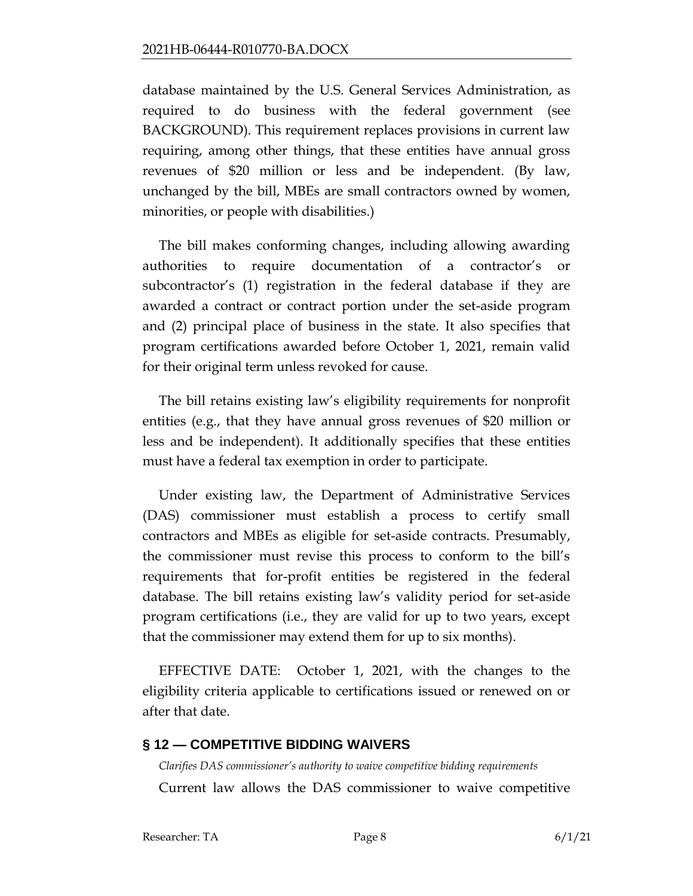database maintained by the U.S. General Services Administration, as required to do business with the federal government (see BACKGROUND). This requirement replaces provisions in current law requiring, among other things, that these entities have annual gross revenues of $20 million or less and be independent. (By law, unchanged by the bill, MBEs are small contractors owned by women, minorities, or people with disabilities.)

The bill makes conforming changes, including allowing awarding authorities to require documentation of a contractor's or subcontractor's (1) registration in the federal database if they are awarded a contract or contract portion under the set-aside program and (2) principal place of business in the state. It also specifies that program certifications awarded before October 1, 2021, remain valid for their original term unless revoked for cause.

The bill retains existing law's eligibility requirements for nonprofit entities (e.g., that they have annual gross revenues of $20 million or less and be independent). It additionally specifies that these entities must have a federal tax exemption in order to participate.

Under existing law, the Department of Administrative Services (DAS) commissioner must establish a process to certify small contractors and MBEs as eligible for set-aside contracts. Presumably, the commissioner must revise this process to conform to the bill's requirements that for-profit entities be registered in the federal database. The bill retains existing law's validity period for set-aside program certifications (i.e., they are valid for up to two years, except that the commissioner may extend them for up to six months).

EFFECTIVE DATE: October 1, 2021, with the changes to the eligibility criteria applicable to certifications issued or renewed on or after that date.

## § 12 — COMPETITIVE BIDDING WAIVERS

*Clarifies DAS commissioner's authority to waive competitive bidding requirements*

Current law allows the DAS commissioner to waive competitive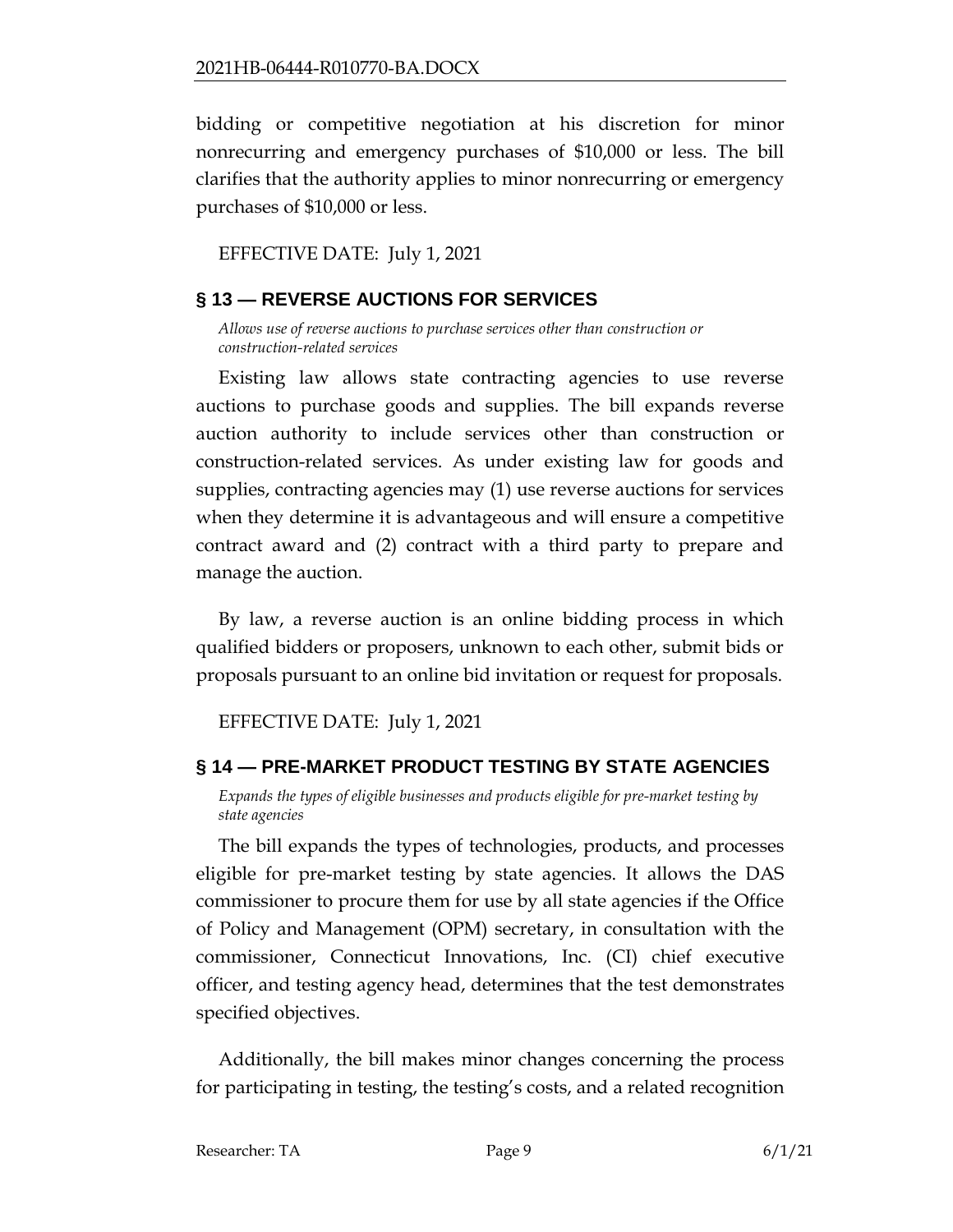bidding or competitive negotiation at his discretion for minor nonrecurring and emergency purchases of $10,000 or less. The bill clarifies that the authority applies to minor nonrecurring or emergency purchases of $10,000 or less.

EFFECTIVE DATE: July 1, 2021

## § 13 — REVERSE AUCTIONS FOR SERVICES

*Allows use of reverse auctions to purchase services other than construction or construction-related services*

Existing law allows state contracting agencies to use reverse auctions to purchase goods and supplies. The bill expands reverse auction authority to include services other than construction or construction-related services. As under existing law for goods and supplies, contracting agencies may (1) use reverse auctions for services when they determine it is advantageous and will ensure a competitive contract award and (2) contract with a third party to prepare and manage the auction.

By law, a reverse auction is an online bidding process in which qualified bidders or proposers, unknown to each other, submit bids or proposals pursuant to an online bid invitation or request for proposals.

EFFECTIVE DATE: July 1, 2021

## § 14 — PRE-MARKET PRODUCT TESTING BY STATE AGENCIES

*Expands the types of eligible businesses and products eligible for pre-market testing by state agencies*

The bill expands the types of technologies, products, and processes eligible for pre-market testing by state agencies. It allows the DAS commissioner to procure them for use by all state agencies if the Office of Policy and Management (OPM) secretary, in consultation with the commissioner, Connecticut Innovations, Inc. (CI) chief executive officer, and testing agency head, determines that the test demonstrates specified objectives.

Additionally, the bill makes minor changes concerning the process for participating in testing, the testing's costs, and a related recognition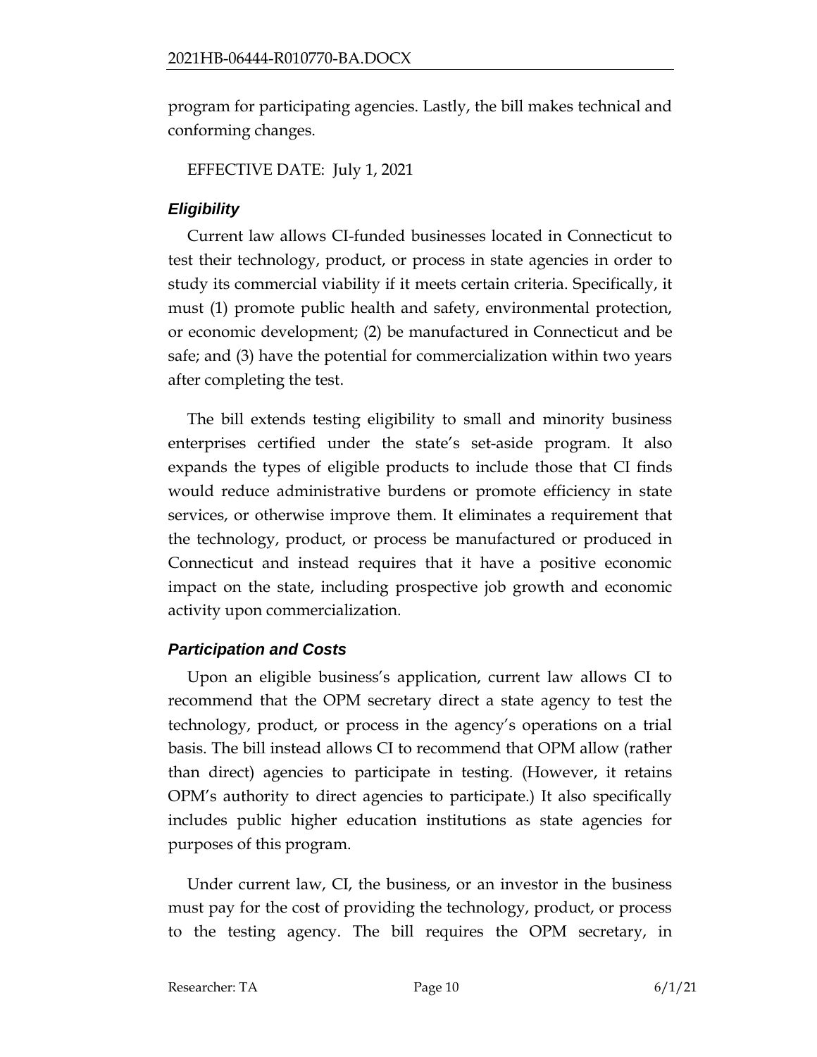program for participating agencies. Lastly, the bill makes technical and conforming changes.

EFFECTIVE DATE: July 1, 2021

### *Eligibility*

Current law allows CI-funded businesses located in Connecticut to test their technology, product, or process in state agencies in order to study its commercial viability if it meets certain criteria. Specifically, it must (1) promote public health and safety, environmental protection, or economic development; (2) be manufactured in Connecticut and be safe; and (3) have the potential for commercialization within two years after completing the test.

The bill extends testing eligibility to small and minority business enterprises certified under the state's set-aside program. It also expands the types of eligible products to include those that CI finds would reduce administrative burdens or promote efficiency in state services, or otherwise improve them. It eliminates a requirement that the technology, product, or process be manufactured or produced in Connecticut and instead requires that it have a positive economic impact on the state, including prospective job growth and economic activity upon commercialization.

### *Participation and Costs*

Upon an eligible business's application, current law allows CI to recommend that the OPM secretary direct a state agency to test the technology, product, or process in the agency's operations on a trial basis. The bill instead allows CI to recommend that OPM allow (rather than direct) agencies to participate in testing. (However, it retains OPM's authority to direct agencies to participate.) It also specifically includes public higher education institutions as state agencies for purposes of this program.

Under current law, CI, the business, or an investor in the business must pay for the cost of providing the technology, product, or process to the testing agency. The bill requires the OPM secretary, in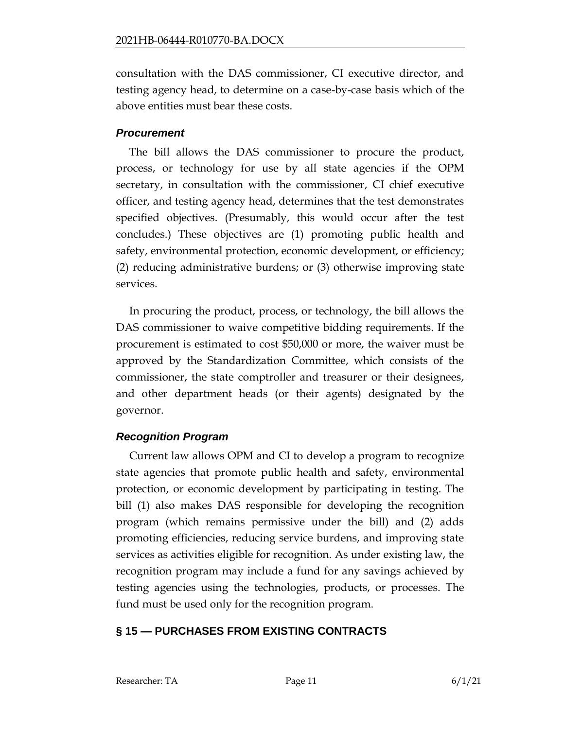consultation with the DAS commissioner, CI executive director, and testing agency head, to determine on a case-by-case basis which of the above entities must bear these costs.

### *Procurement*

The bill allows the DAS commissioner to procure the product, process, or technology for use by all state agencies if the OPM secretary, in consultation with the commissioner, CI chief executive officer, and testing agency head, determines that the test demonstrates specified objectives. (Presumably, this would occur after the test concludes.) These objectives are (1) promoting public health and safety, environmental protection, economic development, or efficiency; (2) reducing administrative burdens; or (3) otherwise improving state services.

In procuring the product, process, or technology, the bill allows the DAS commissioner to waive competitive bidding requirements. If the procurement is estimated to cost $50,000 or more, the waiver must be approved by the Standardization Committee, which consists of the commissioner, the state comptroller and treasurer or their designees, and other department heads (or their agents) designated by the governor.

### *Recognition Program*

Current law allows OPM and CI to develop a program to recognize state agencies that promote public health and safety, environmental protection, or economic development by participating in testing. The bill (1) also makes DAS responsible for developing the recognition program (which remains permissive under the bill) and (2) adds promoting efficiencies, reducing service burdens, and improving state services as activities eligible for recognition. As under existing law, the recognition program may include a fund for any savings achieved by testing agencies using the technologies, products, or processes. The fund must be used only for the recognition program.

## § 15 — PURCHASES FROM EXISTING CONTRACTS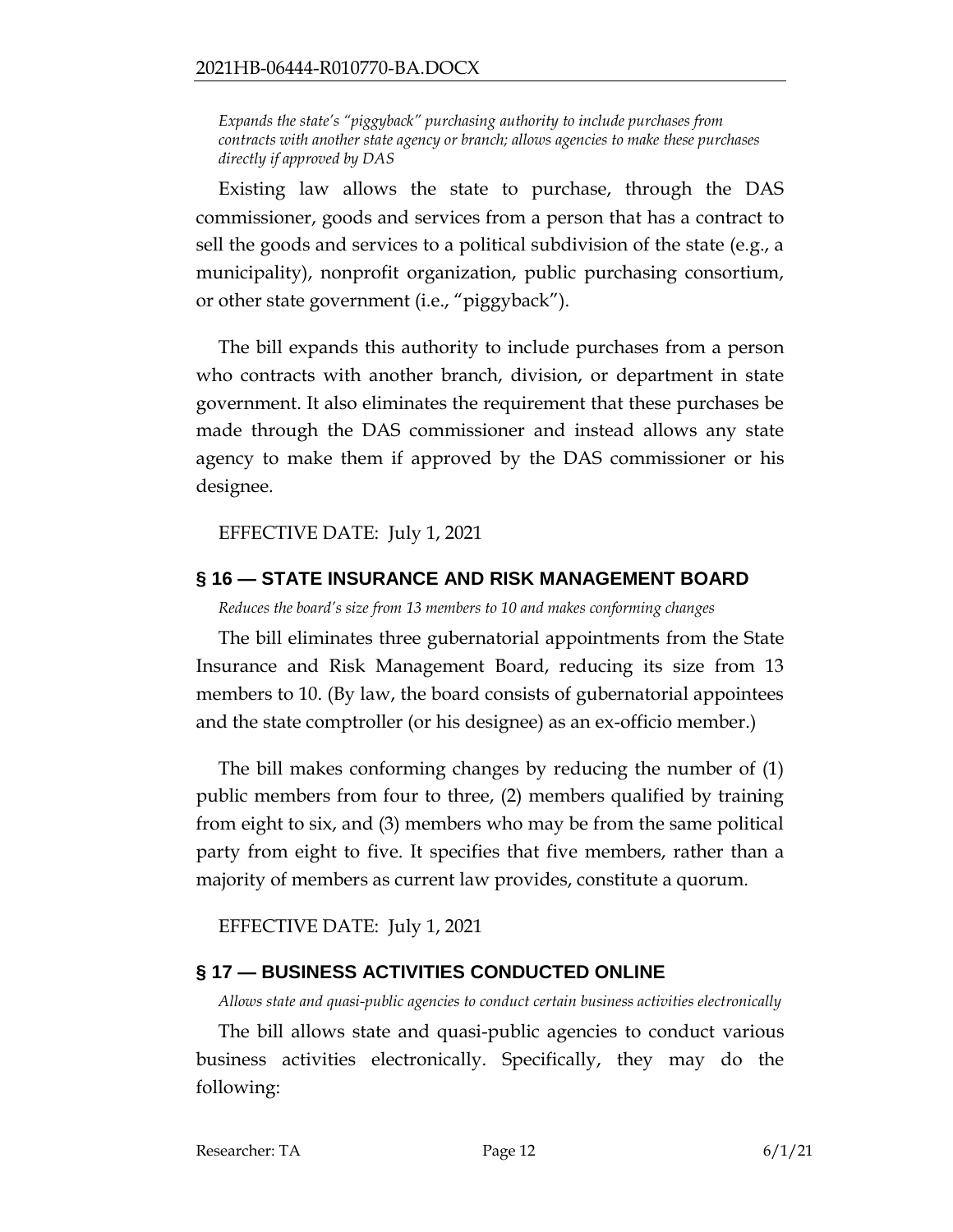*Expands the state's "piggyback" purchasing authority to include purchases from contracts with another state agency or branch; allows agencies to make these purchases directly if approved by DAS*

Existing law allows the state to purchase, through the DAS commissioner, goods and services from a person that has a contract to sell the goods and services to a political subdivision of the state (e.g., a municipality), nonprofit organization, public purchasing consortium, or other state government (i.e., "piggyback").

The bill expands this authority to include purchases from a person who contracts with another branch, division, or department in state government. It also eliminates the requirement that these purchases be made through the DAS commissioner and instead allows any state agency to make them if approved by the DAS commissioner or his designee.

EFFECTIVE DATE: July 1, 2021

## § 16 — STATE INSURANCE AND RISK MANAGEMENT BOARD

*Reduces the board's size from 13 members to 10 and makes conforming changes*

The bill eliminates three gubernatorial appointments from the State Insurance and Risk Management Board, reducing its size from 13 members to 10. (By law, the board consists of gubernatorial appointees and the state comptroller (or his designee) as an ex-officio member.)

The bill makes conforming changes by reducing the number of (1) public members from four to three, (2) members qualified by training from eight to six, and (3) members who may be from the same political party from eight to five. It specifies that five members, rather than a majority of members as current law provides, constitute a quorum.

EFFECTIVE DATE: July 1, 2021

## § 17 — BUSINESS ACTIVITIES CONDUCTED ONLINE

*Allows state and quasi-public agencies to conduct certain business activities electronically*

The bill allows state and quasi-public agencies to conduct various business activities electronically. Specifically, they may do the following: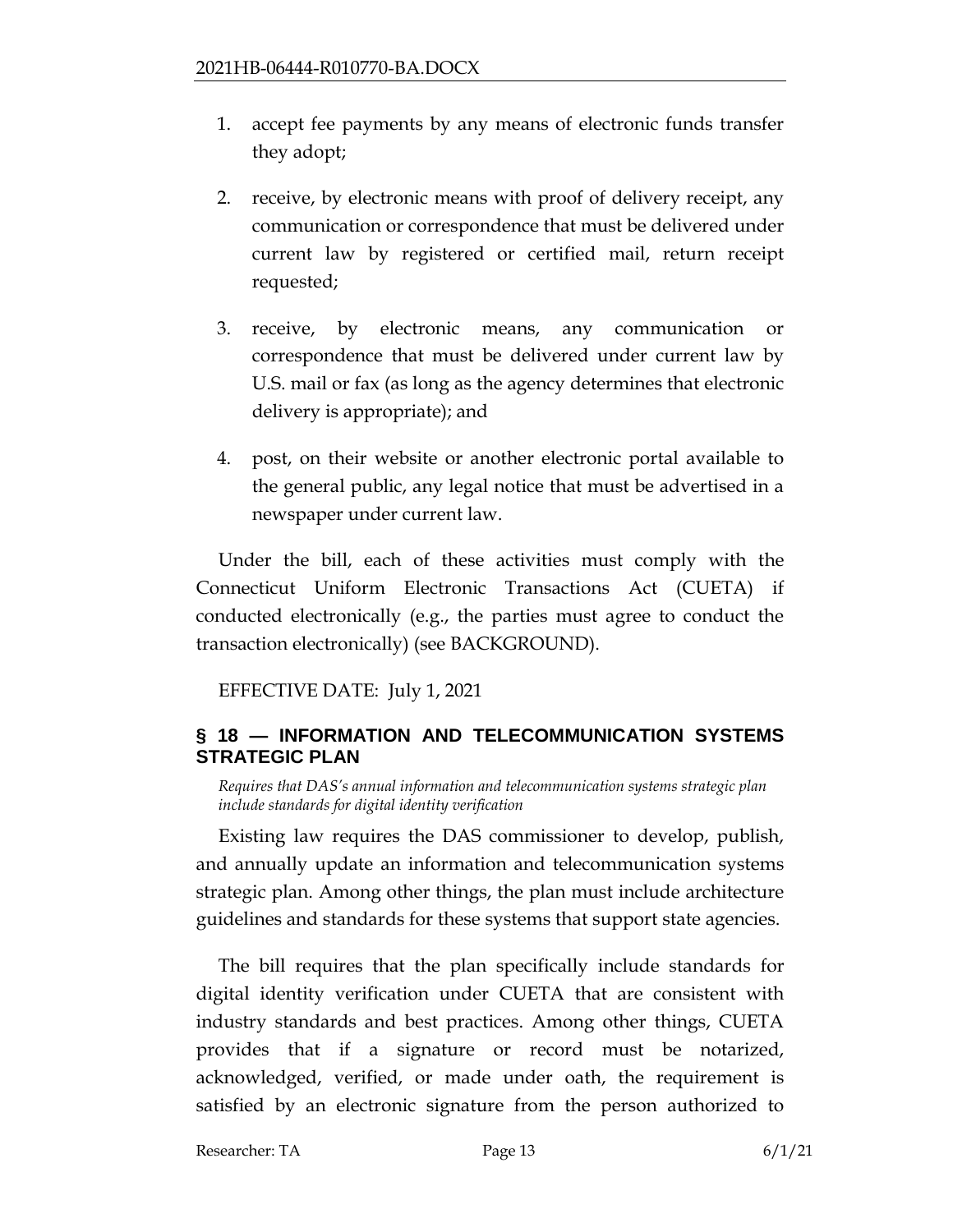1. accept fee payments by any means of electronic funds transfer they adopt;

2. receive, by electronic means with proof of delivery receipt, any communication or correspondence that must be delivered under current law by registered or certified mail, return receipt requested;

3. receive, by electronic means, any communication or correspondence that must be delivered under current law by U.S. mail or fax (as long as the agency determines that electronic delivery is appropriate); and

4. post, on their website or another electronic portal available to the general public, any legal notice that must be advertised in a newspaper under current law.

Under the bill, each of these activities must comply with the Connecticut Uniform Electronic Transactions Act (CUETA) if conducted electronically (e.g., the parties must agree to conduct the transaction electronically) (see BACKGROUND).

EFFECTIVE DATE: July 1, 2021

## § 18 — INFORMATION AND TELECOMMUNICATION SYSTEMS STRATEGIC PLAN

*Requires that DAS's annual information and telecommunication systems strategic plan include standards for digital identity verification*

Existing law requires the DAS commissioner to develop, publish, and annually update an information and telecommunication systems strategic plan. Among other things, the plan must include architecture guidelines and standards for these systems that support state agencies.

The bill requires that the plan specifically include standards for digital identity verification under CUETA that are consistent with industry standards and best practices. Among other things, CUETA provides that if a signature or record must be notarized, acknowledged, verified, or made under oath, the requirement is satisfied by an electronic signature from the person authorized to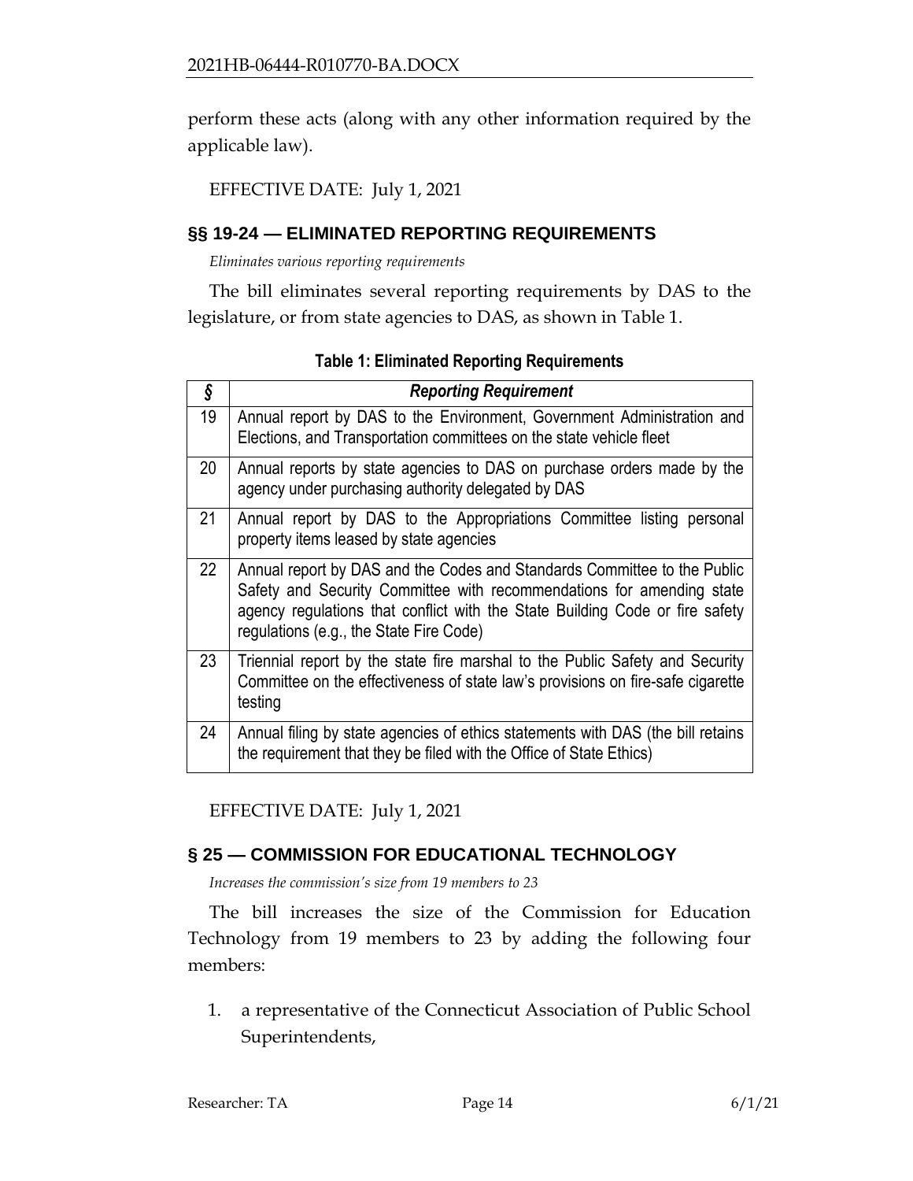perform these acts (along with any other information required by the applicable law).

EFFECTIVE DATE: July 1, 2021

## §§ 19-24 — ELIMINATED REPORTING REQUIREMENTS

*Eliminates various reporting requirements*

The bill eliminates several reporting requirements by DAS to the legislature, or from state agencies to DAS, as shown in Table 1.

**Table 1: Eliminated Reporting Requirements**

| *§* | *Reporting Requirement* |
|---|---|
| 19 | Annual report by DAS to the Environment, Government Administration and Elections, and Transportation committees on the state vehicle fleet |
| 20 | Annual reports by state agencies to DAS on purchase orders made by the agency under purchasing authority delegated by DAS |
| 21 | Annual report by DAS to the Appropriations Committee listing personal property items leased by state agencies |
| 22 | Annual report by DAS and the Codes and Standards Committee to the Public Safety and Security Committee with recommendations for amending state agency regulations that conflict with the State Building Code or fire safety regulations (e.g., the State Fire Code) |
| 23 | Triennial report by the state fire marshal to the Public Safety and Security Committee on the effectiveness of state law's provisions on fire-safe cigarette testing |
| 24 | Annual filing by state agencies of ethics statements with DAS (the bill retains the requirement that they be filed with the Office of State Ethics) |

EFFECTIVE DATE: July 1, 2021

## § 25 — COMMISSION FOR EDUCATIONAL TECHNOLOGY

*Increases the commission's size from 19 members to 23*

The bill increases the size of the Commission for Education Technology from 19 members to 23 by adding the following four members:

1. a representative of the Connecticut Association of Public School Superintendents,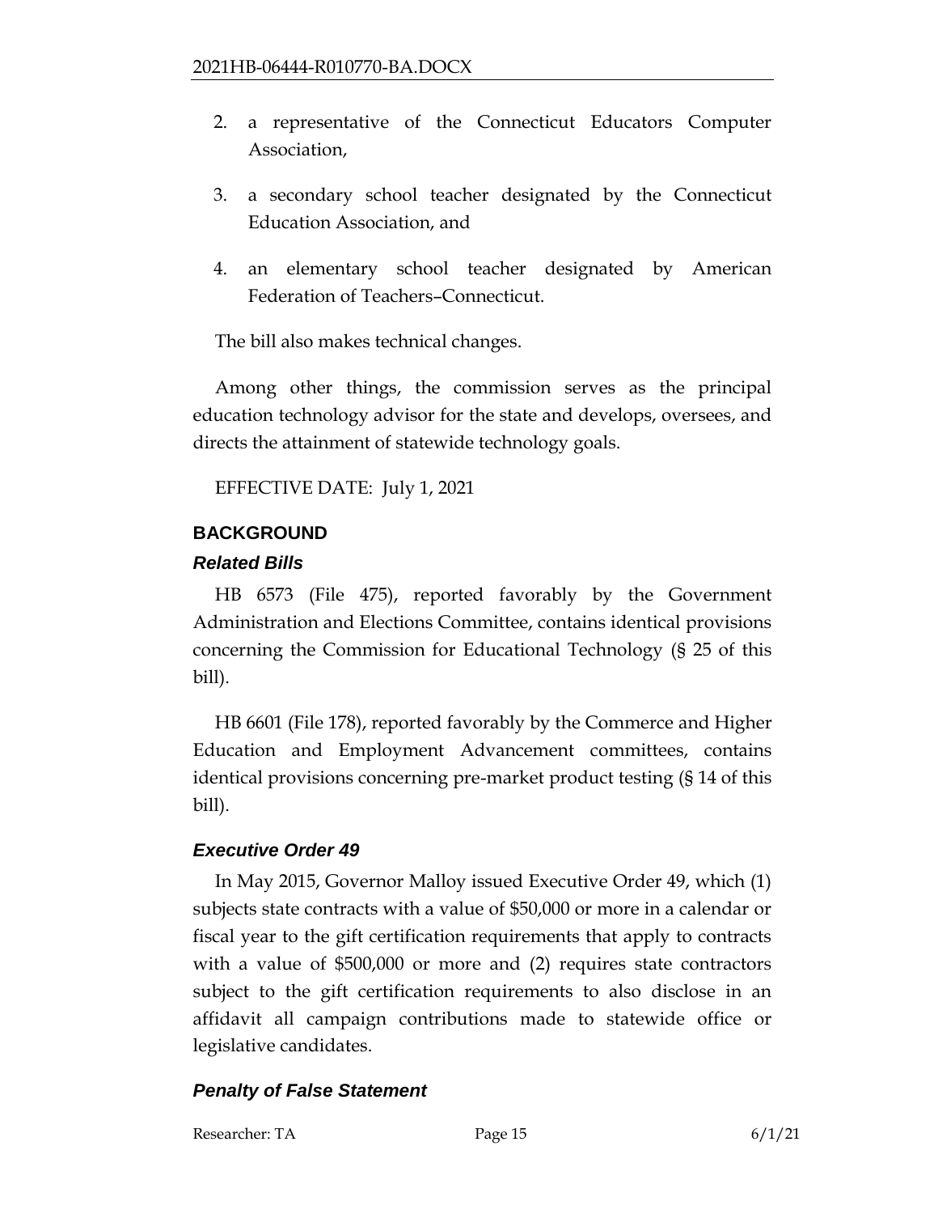2. a representative of the Connecticut Educators Computer Association,

3. a secondary school teacher designated by the Connecticut Education Association, and

4. an elementary school teacher designated by American Federation of Teachers–Connecticut.

The bill also makes technical changes.

Among other things, the commission serves as the principal education technology advisor for the state and develops, oversees, and directs the attainment of statewide technology goals.

EFFECTIVE DATE: July 1, 2021

## BACKGROUND

### *Related Bills*

HB 6573 (File 475), reported favorably by the Government Administration and Elections Committee, contains identical provisions concerning the Commission for Educational Technology (§ 25 of this bill).

HB 6601 (File 178), reported favorably by the Commerce and Higher Education and Employment Advancement committees, contains identical provisions concerning pre-market product testing (§ 14 of this bill).

### *Executive Order 49*

In May 2015, Governor Malloy issued Executive Order 49, which (1) subjects state contracts with a value of $50,000 or more in a calendar or fiscal year to the gift certification requirements that apply to contracts with a value of $500,000 or more and (2) requires state contractors subject to the gift certification requirements to also disclose in an affidavit all campaign contributions made to statewide office or legislative candidates.

### *Penalty of False Statement*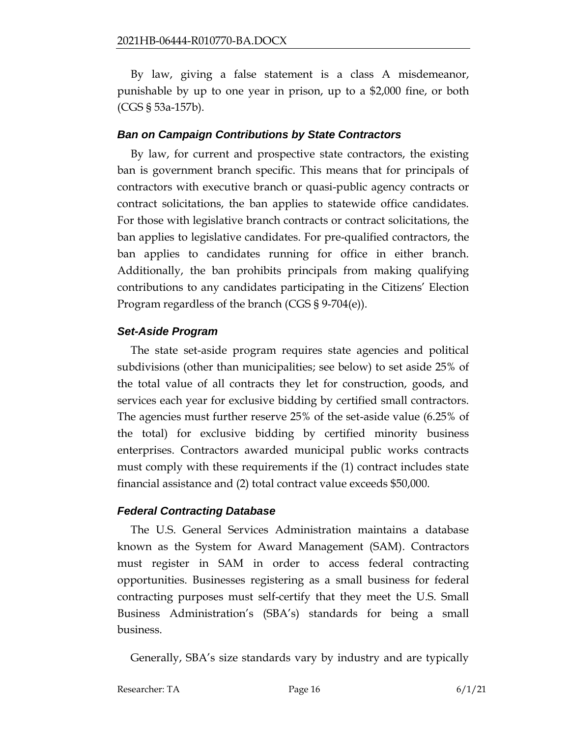By law, giving a false statement is a class A misdemeanor, punishable by up to one year in prison, up to a $2,000 fine, or both (CGS § 53a-157b).

### *Ban on Campaign Contributions by State Contractors*

By law, for current and prospective state contractors, the existing ban is government branch specific. This means that for principals of contractors with executive branch or quasi-public agency contracts or contract solicitations, the ban applies to statewide office candidates. For those with legislative branch contracts or contract solicitations, the ban applies to legislative candidates. For pre-qualified contractors, the ban applies to candidates running for office in either branch. Additionally, the ban prohibits principals from making qualifying contributions to any candidates participating in the Citizens' Election Program regardless of the branch (CGS § 9-704(e)).

### *Set-Aside Program*

The state set-aside program requires state agencies and political subdivisions (other than municipalities; see below) to set aside 25% of the total value of all contracts they let for construction, goods, and services each year for exclusive bidding by certified small contractors. The agencies must further reserve 25% of the set-aside value (6.25% of the total) for exclusive bidding by certified minority business enterprises. Contractors awarded municipal public works contracts must comply with these requirements if the (1) contract includes state financial assistance and (2) total contract value exceeds $50,000.

### *Federal Contracting Database*

The U.S. General Services Administration maintains a database known as the System for Award Management (SAM). Contractors must register in SAM in order to access federal contracting opportunities. Businesses registering as a small business for federal contracting purposes must self-certify that they meet the U.S. Small Business Administration's (SBA's) standards for being a small business.

Generally, SBA's size standards vary by industry and are typically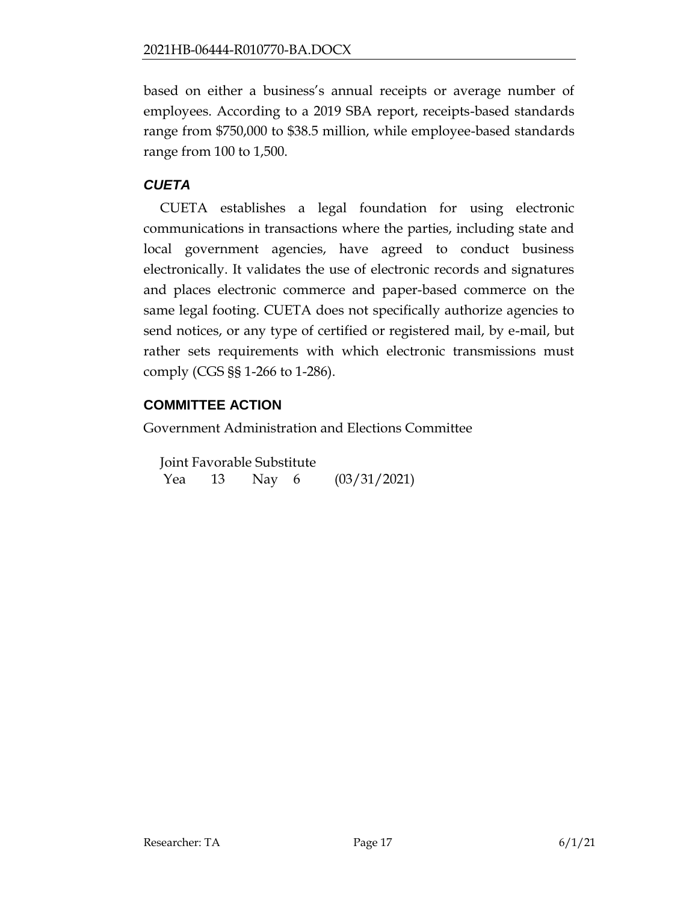based on either a business's annual receipts or average number of employees. According to a 2019 SBA report, receipts-based standards range from $750,000 to $38.5 million, while employee-based standards range from 100 to 1,500.

### *CUETA*

CUETA establishes a legal foundation for using electronic communications in transactions where the parties, including state and local government agencies, have agreed to conduct business electronically. It validates the use of electronic records and signatures and places electronic commerce and paper-based commerce on the same legal footing. CUETA does not specifically authorize agencies to send notices, or any type of certified or registered mail, by e-mail, but rather sets requirements with which electronic transmissions must comply (CGS §§ 1-266 to 1-286).

## COMMITTEE ACTION

Government Administration and Elections Committee

Joint Favorable Substitute
Yea 13 Nay 6 (03/31/2021)